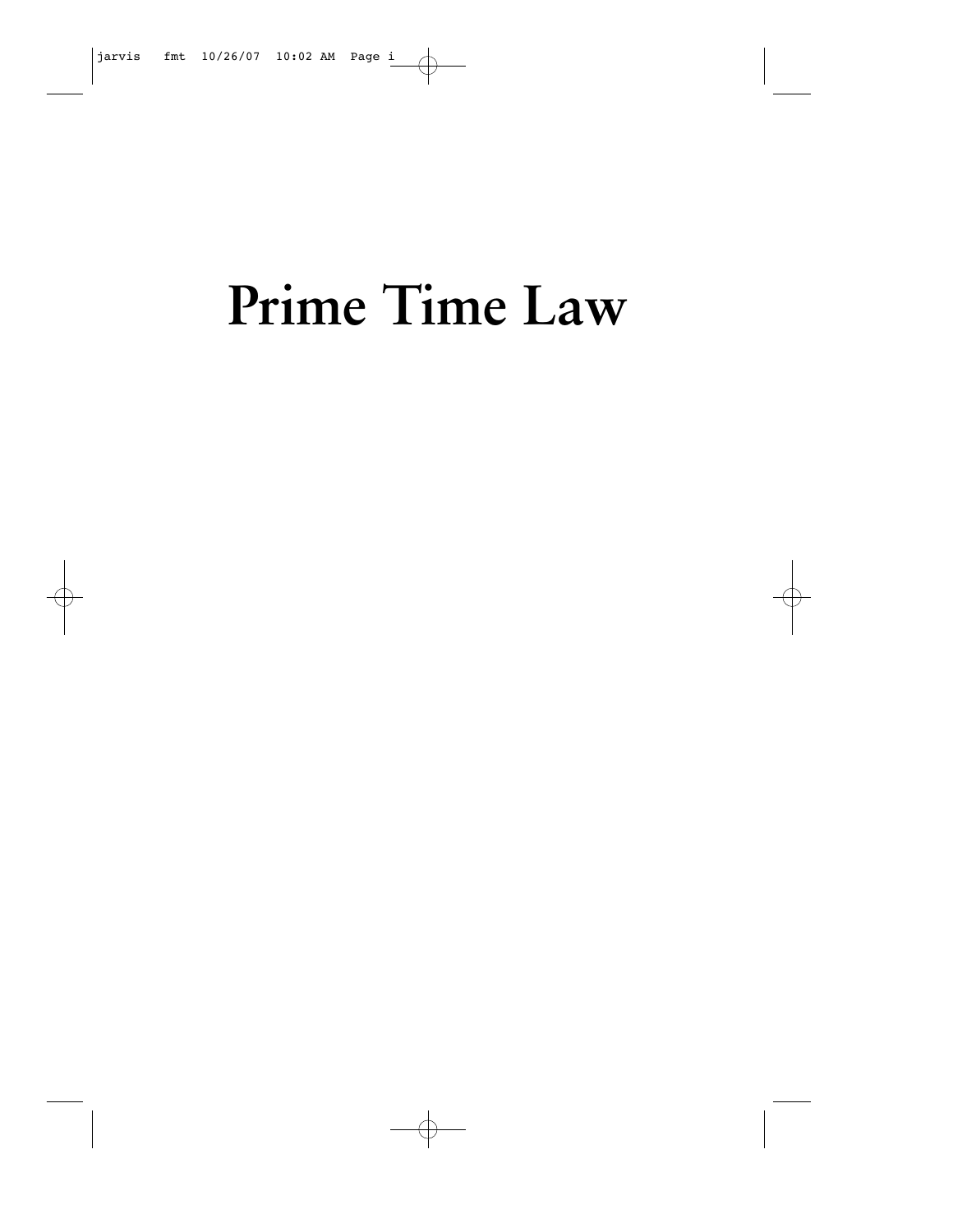# Prime Time Law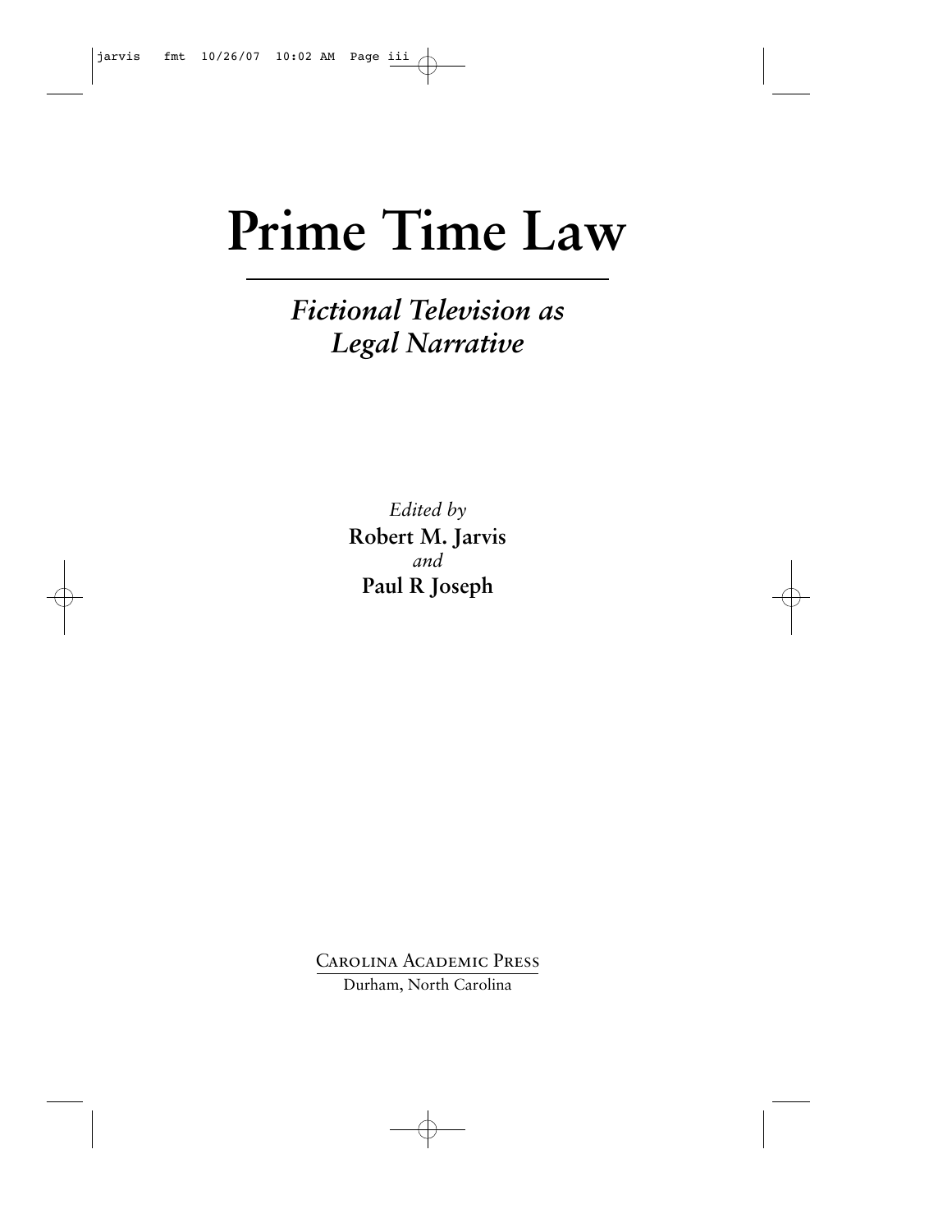# Prime Time Law

## *Fictional Television as Legal Narrative*

*Edited by*
**Robert M. Jarvis**
*and*
**Paul R Joseph**

Carolina Academic Press
Durham, North Carolina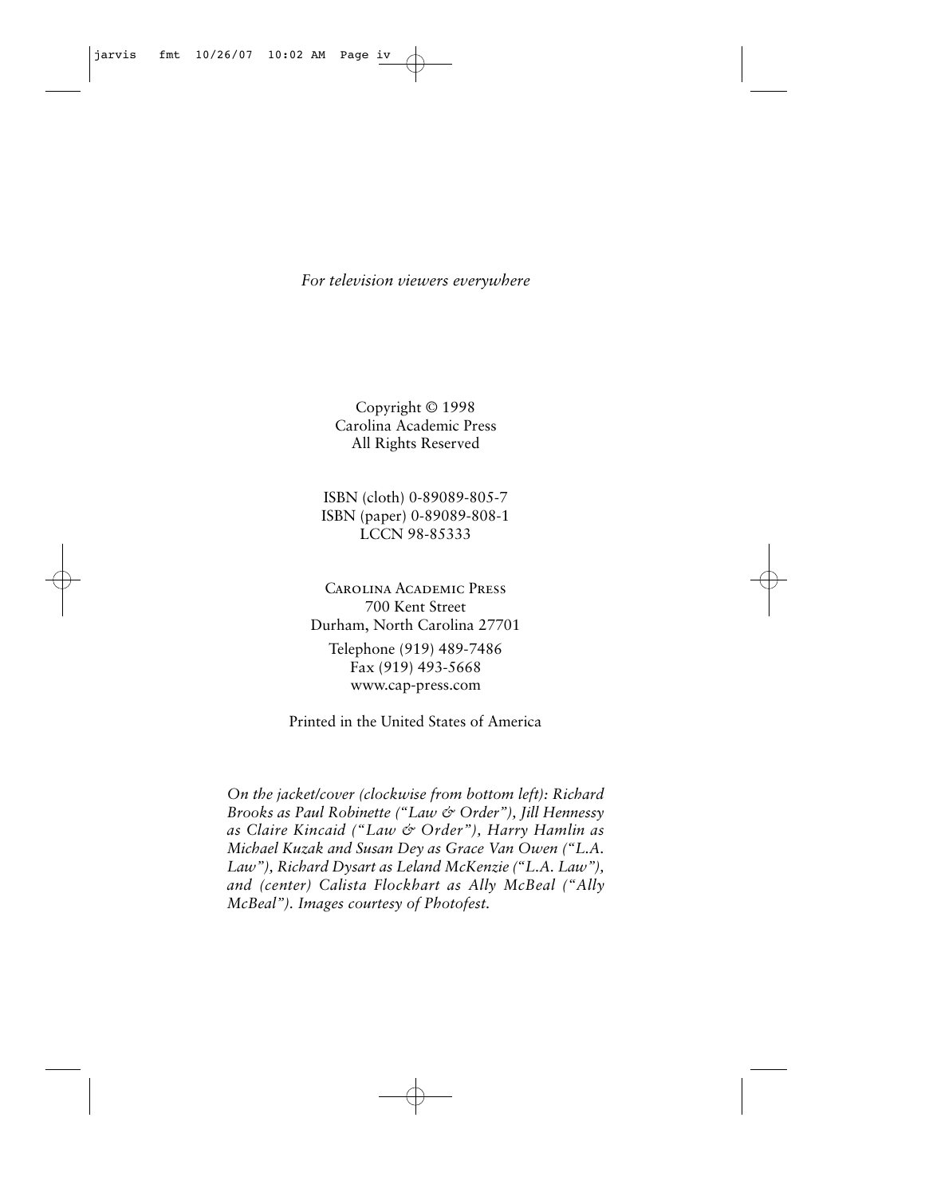*For television viewers everywhere*

Copyright © 1998
Carolina Academic Press
All Rights Reserved

ISBN (cloth) 0-89089-805-7
ISBN (paper) 0-89089-808-1
LCCN 98-85333

Carolina Academic Press
700 Kent Street
Durham, North Carolina 27701
Telephone (919) 489-7486
Fax (919) 493-5668
www.cap-press.com

Printed in the United States of America

*On the jacket/cover (clockwise from bottom left): Richard Brooks as Paul Robinette ("Law & Order"), Jill Hennessy as Claire Kincaid ("Law & Order"), Harry Hamlin as Michael Kuzak and Susan Dey as Grace Van Owen ("L.A. Law"), Richard Dysart as Leland McKenzie ("L.A. Law"), and (center) Calista Flockhart as Ally McBeal ("Ally McBeal"). Images courtesy of Photofest.*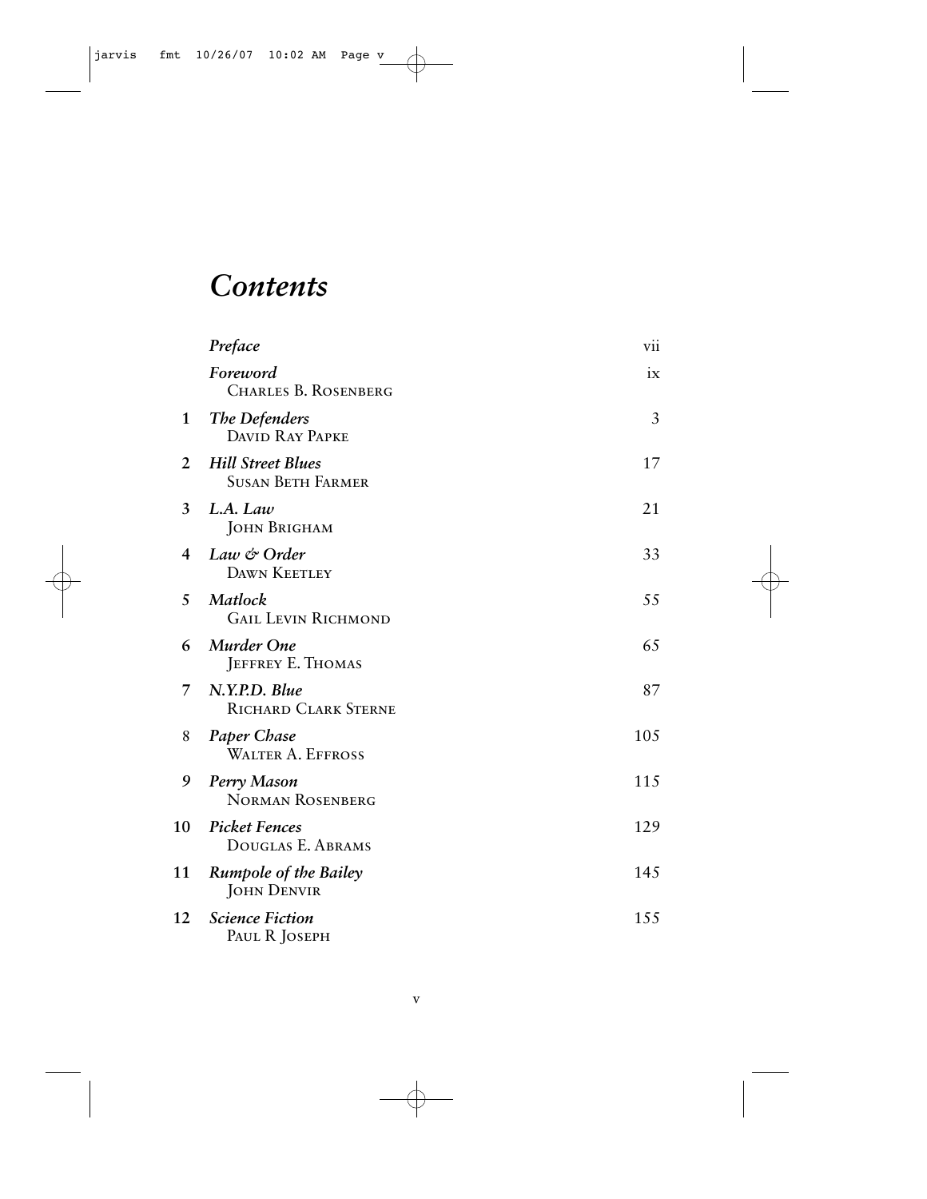# *Contents*

| | | |
|---|---|---|
| | *Preface* | vii |
| | *Foreword*<br>Charles B. Rosenberg | ix |
| 1 | *The Defenders*<br>David Ray Papke | 3 |
| 2 | *Hill Street Blues*<br>Susan Beth Farmer | 17 |
| 3 | *L.A. Law*<br>John Brigham | 21 |
| 4 | *Law & Order*<br>Dawn Keetley | 33 |
| 5 | *Matlock*<br>Gail Levin Richmond | 55 |
| 6 | *Murder One*<br>Jeffrey E. Thomas | 65 |
| 7 | *N.Y.P.D. Blue*<br>Richard Clark Sterne | 87 |
| 8 | *Paper Chase*<br>Walter A. Effross | 105 |
| 9 | *Perry Mason*<br>Norman Rosenberg | 115 |
| 10 | *Picket Fences*<br>Douglas E. Abrams | 129 |
| 11 | *Rumpole of the Bailey*<br>John Denvir | 145 |
| 12 | *Science Fiction*<br>Paul R Joseph | 155 |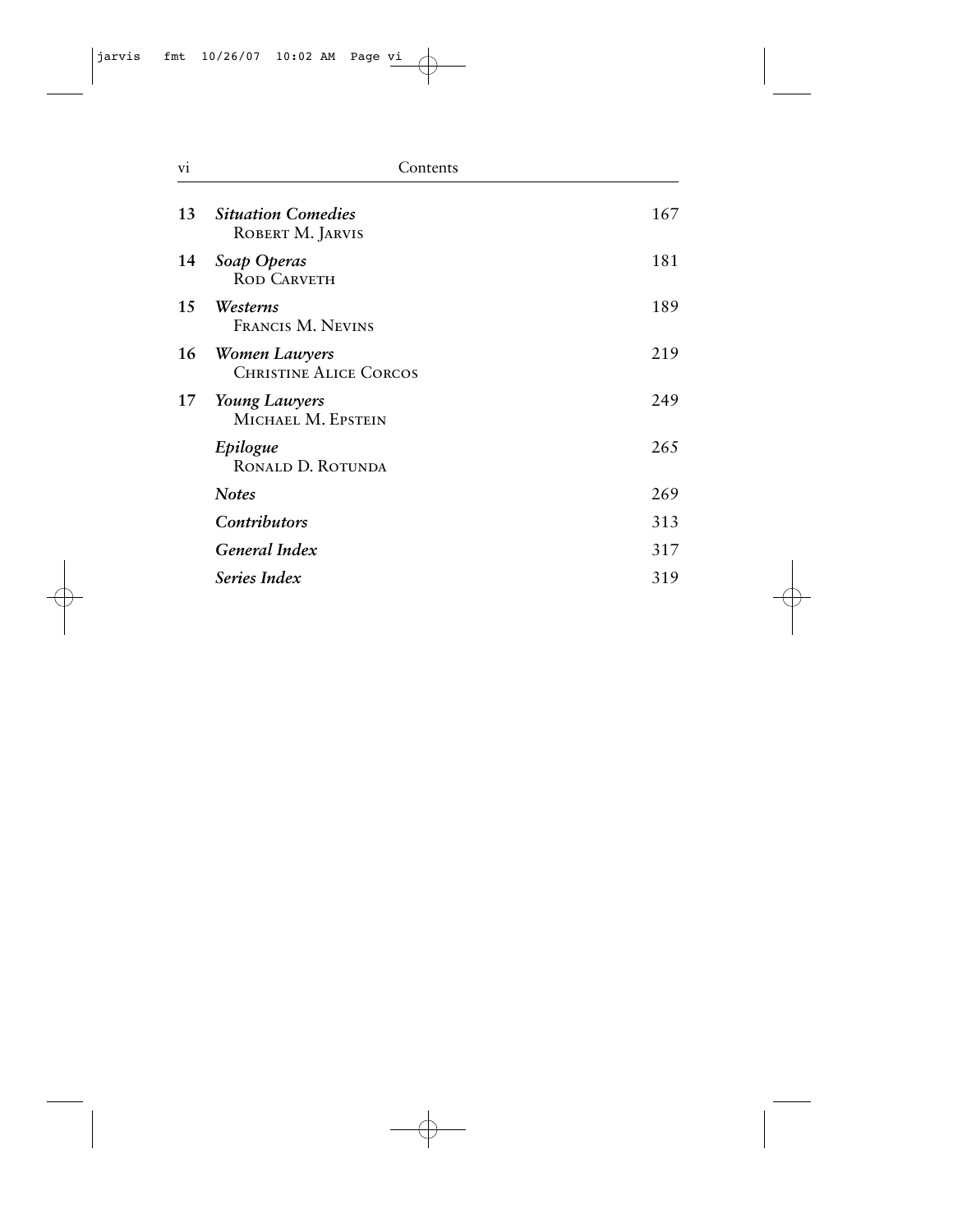| | | |
|---|---|---|
| 13 | ***Situation Comedies***<br>Robert M. Jarvis | 167 |
| 14 | ***Soap Operas***<br>Rod Carveth | 181 |
| 15 | ***Westerns***<br>Francis M. Nevins | 189 |
| 16 | ***Women Lawyers***<br>Christine Alice Corcos | 219 |
| 17 | ***Young Lawyers***<br>Michael M. Epstein | 249 |
| | ***Epilogue***<br>Ronald D. Rotunda | 265 |
| | ***Notes*** | 269 |
| | ***Contributors*** | 313 |
| | ***General Index*** | 317 |
| | ***Series Index*** | 319 |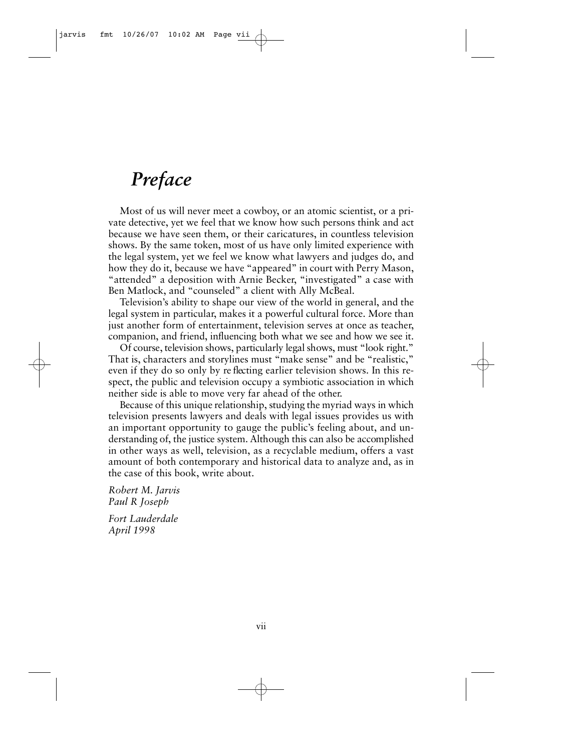# *Preface*

Most of us will never meet a cowboy, or an atomic scientist, or a private detective, yet we feel that we know how such persons think and act because we have seen them, or their caricatures, in countless television shows. By the same token, most of us have only limited experience with the legal system, yet we feel we know what lawyers and judges do, and how they do it, because we have "appeared" in court with Perry Mason, "attended" a deposition with Arnie Becker, "investigated" a case with Ben Matlock, and "counseled" a client with Ally McBeal.

Television's ability to shape our view of the world in general, and the legal system in particular, makes it a powerful cultural force. More than just another form of entertainment, television serves at once as teacher, companion, and friend, influencing both what we see and how we see it.

Of course, television shows, particularly legal shows, must "look right." That is, characters and storylines must "make sense" and be "realistic," even if they do so only by reflecting earlier television shows. In this respect, the public and television occupy a symbiotic association in which neither side is able to move very far ahead of the other.

Because of this unique relationship, studying the myriad ways in which television presents lawyers and deals with legal issues provides us with an important opportunity to gauge the public's feeling about, and understanding of, the justice system. Although this can also be accomplished in other ways as well, television, as a recyclable medium, offers a vast amount of both contemporary and historical data to analyze and, as in the case of this book, write about.

*Robert M. Jarvis*
*Paul R Joseph*

*Fort Lauderdale*
*April 1998*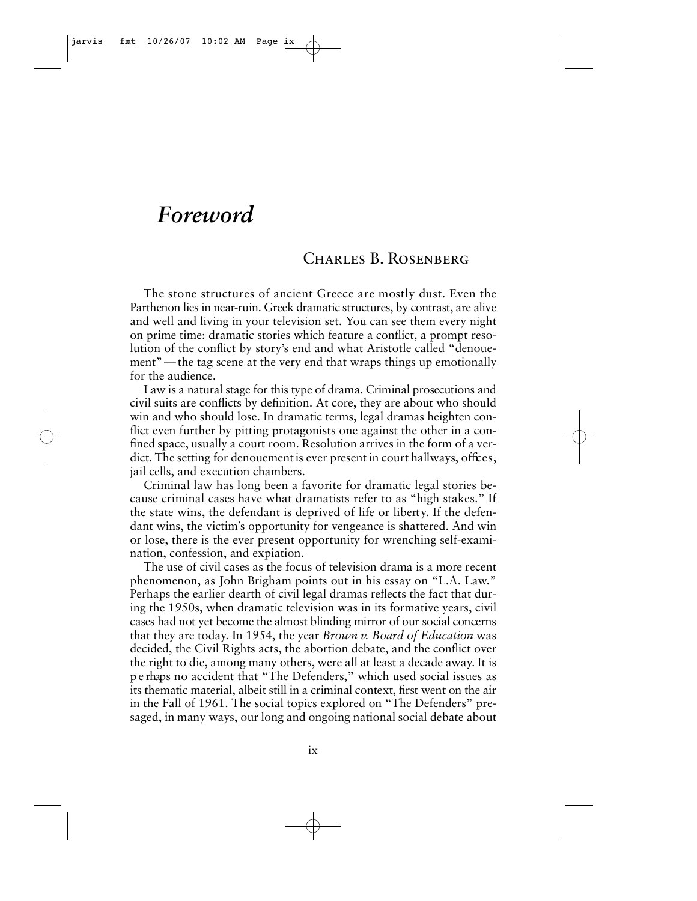# *Foreword*

## Charles B. Rosenberg

The stone structures of ancient Greece are mostly dust. Even the Parthenon lies in near-ruin. Greek dramatic structures, by contrast, are alive and well and living in your television set. You can see them every night on prime time: dramatic stories which feature a conflict, a prompt resolution of the conflict by story's end and what Aristotle called "denouement"—the tag scene at the very end that wraps things up emotionally for the audience.

Law is a natural stage for this type of drama. Criminal prosecutions and civil suits are conflicts by definition. At core, they are about who should win and who should lose. In dramatic terms, legal dramas heighten conflict even further by pitting protagonists one against the other in a confined space, usually a court room. Resolution arrives in the form of a verdict. The setting for denouement is ever present in court hallways, offices, jail cells, and execution chambers.

Criminal law has long been a favorite for dramatic legal stories because criminal cases have what dramatists refer to as "high stakes." If the state wins, the defendant is deprived of life or liberty. If the defendant wins, the victim's opportunity for vengeance is shattered. And win or lose, there is the ever present opportunity for wrenching self-examination, confession, and expiation.

The use of civil cases as the focus of television drama is a more recent phenomenon, as John Brigham points out in his essay on "L.A. Law." Perhaps the earlier dearth of civil legal dramas reflects the fact that during the 1950s, when dramatic television was in its formative years, civil cases had not yet become the almost blinding mirror of our social concerns that they are today. In 1954, the year *Brown v. Board of Education* was decided, the Civil Rights acts, the abortion debate, and the conflict over the right to die, among many others, were all at least a decade away. It is perhaps no accident that "The Defenders," which used social issues as its thematic material, albeit still in a criminal context, first went on the air in the Fall of 1961. The social topics explored on "The Defenders" presaged, in many ways, our long and ongoing national social debate about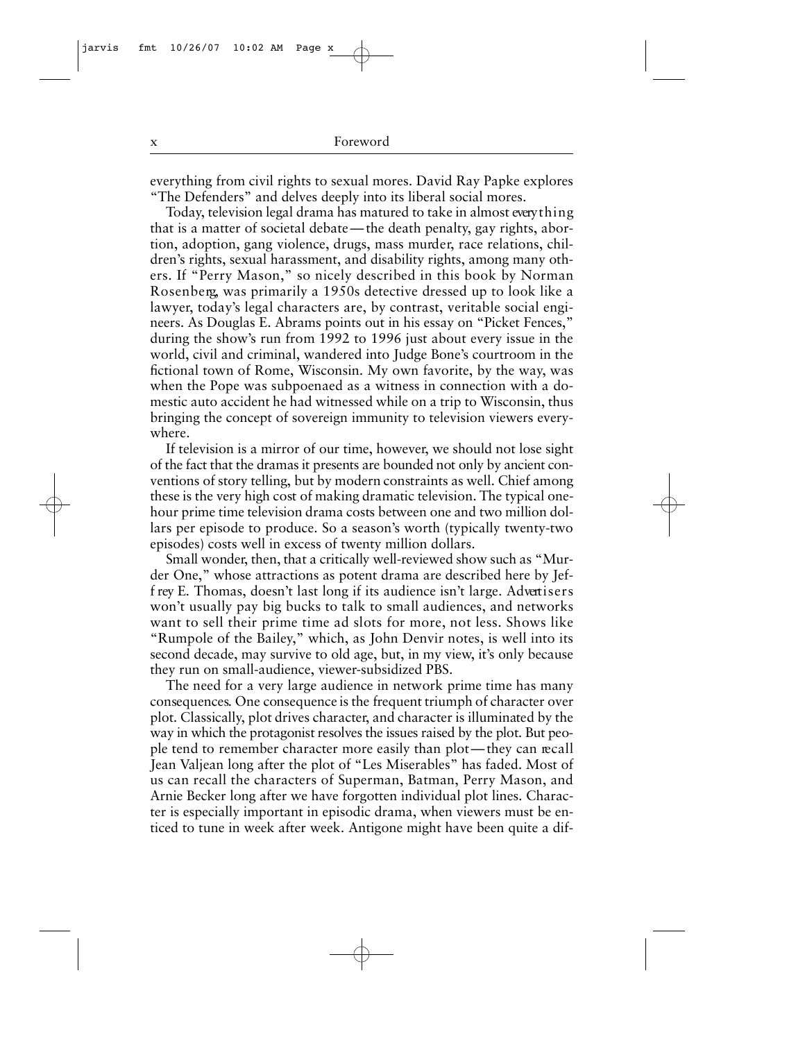everything from civil rights to sexual mores. David Ray Papke explores "The Defenders" and delves deeply into its liberal social mores.

Today, television legal drama has matured to take in almost everything that is a matter of societal debate—the death penalty, gay rights, abortion, adoption, gang violence, drugs, mass murder, race relations, children's rights, sexual harassment, and disability rights, among many others. If "Perry Mason," so nicely described in this book by Norman Rosenberg, was primarily a 1950s detective dressed up to look like a lawyer, today's legal characters are, by contrast, veritable social engineers. As Douglas E. Abrams points out in his essay on "Picket Fences," during the show's run from 1992 to 1996 just about every issue in the world, civil and criminal, wandered into Judge Bone's courtroom in the fictional town of Rome, Wisconsin. My own favorite, by the way, was when the Pope was subpoenaed as a witness in connection with a domestic auto accident he had witnessed while on a trip to Wisconsin, thus bringing the concept of sovereign immunity to television viewers everywhere.

If television is a mirror of our time, however, we should not lose sight of the fact that the dramas it presents are bounded not only by ancient conventions of story telling, but by modern constraints as well. Chief among these is the very high cost of making dramatic television. The typical one-hour prime time television drama costs between one and two million dollars per episode to produce. So a season's worth (typically twenty-two episodes) costs well in excess of twenty million dollars.

Small wonder, then, that a critically well-reviewed show such as "Murder One," whose attractions as potent drama are described here by Jeffrey E. Thomas, doesn't last long if its audience isn't large. Advertisers won't usually pay big bucks to talk to small audiences, and networks want to sell their prime time ad slots for more, not less. Shows like "Rumpole of the Bailey," which, as John Denvir notes, is well into its second decade, may survive to old age, but, in my view, it's only because they run on small-audience, viewer-subsidized PBS.

The need for a very large audience in network prime time has many consequences. One consequence is the frequent triumph of character over plot. Classically, plot drives character, and character is illuminated by the way in which the protagonist resolves the issues raised by the plot. But people tend to remember character more easily than plot—they can recall Jean Valjean long after the plot of "Les Miserables" has faded. Most of us can recall the characters of Superman, Batman, Perry Mason, and Arnie Becker long after we have forgotten individual plot lines. Character is especially important in episodic drama, when viewers must be enticed to tune in week after week. Antigone might have been quite a dif-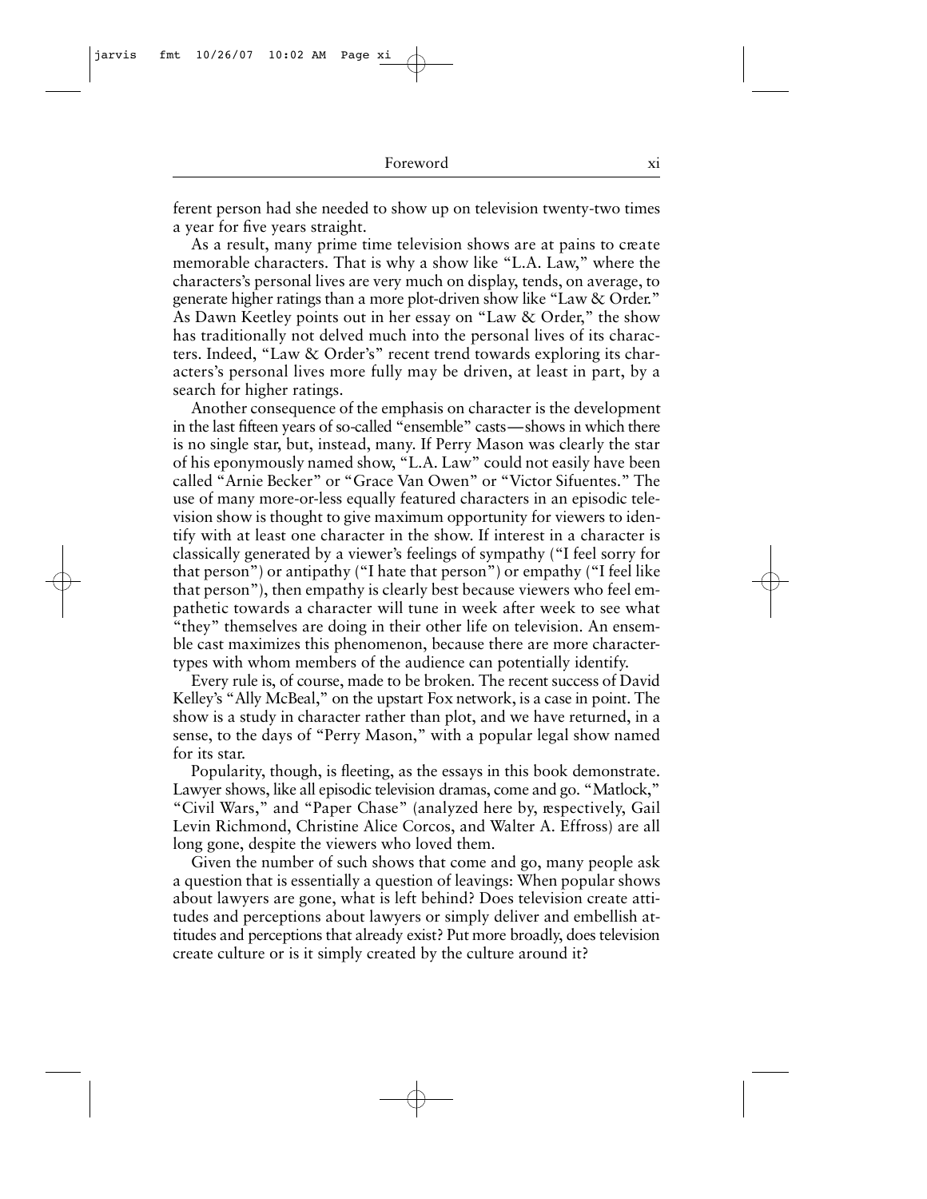ferent person had she needed to show up on television twenty-two times a year for five years straight.

As a result, many prime time television shows are at pains to create memorable characters. That is why a show like "L.A. Law," where the characters's personal lives are very much on display, tends, on average, to generate higher ratings than a more plot-driven show like "Law & Order." As Dawn Keetley points out in her essay on "Law & Order," the show has traditionally not delved much into the personal lives of its characters. Indeed, "Law & Order's" recent trend towards exploring its characters's personal lives more fully may be driven, at least in part, by a search for higher ratings.

Another consequence of the emphasis on character is the development in the last fifteen years of so-called "ensemble" casts—shows in which there is no single star, but, instead, many. If Perry Mason was clearly the star of his eponymously named show, "L.A. Law" could not easily have been called "Arnie Becker" or "Grace Van Owen" or "Victor Sifuentes." The use of many more-or-less equally featured characters in an episodic television show is thought to give maximum opportunity for viewers to identify with at least one character in the show. If interest in a character is classically generated by a viewer's feelings of sympathy ("I feel sorry for that person") or antipathy ("I hate that person") or empathy ("I feel like that person"), then empathy is clearly best because viewers who feel empathetic towards a character will tune in week after week to see what "they" themselves are doing in their other life on television. An ensemble cast maximizes this phenomenon, because there are more character-types with whom members of the audience can potentially identify.

Every rule is, of course, made to be broken. The recent success of David Kelley's "Ally McBeal," on the upstart Fox network, is a case in point. The show is a study in character rather than plot, and we have returned, in a sense, to the days of "Perry Mason," with a popular legal show named for its star.

Popularity, though, is fleeting, as the essays in this book demonstrate. Lawyer shows, like all episodic television dramas, come and go. "Matlock," "Civil Wars," and "Paper Chase" (analyzed here by, respectively, Gail Levin Richmond, Christine Alice Corcos, and Walter A. Effross) are all long gone, despite the viewers who loved them.

Given the number of such shows that come and go, many people ask a question that is essentially a question of leavings: When popular shows about lawyers are gone, what is left behind? Does television create attitudes and perceptions about lawyers or simply deliver and embellish attitudes and perceptions that already exist? Put more broadly, does television create culture or is it simply created by the culture around it?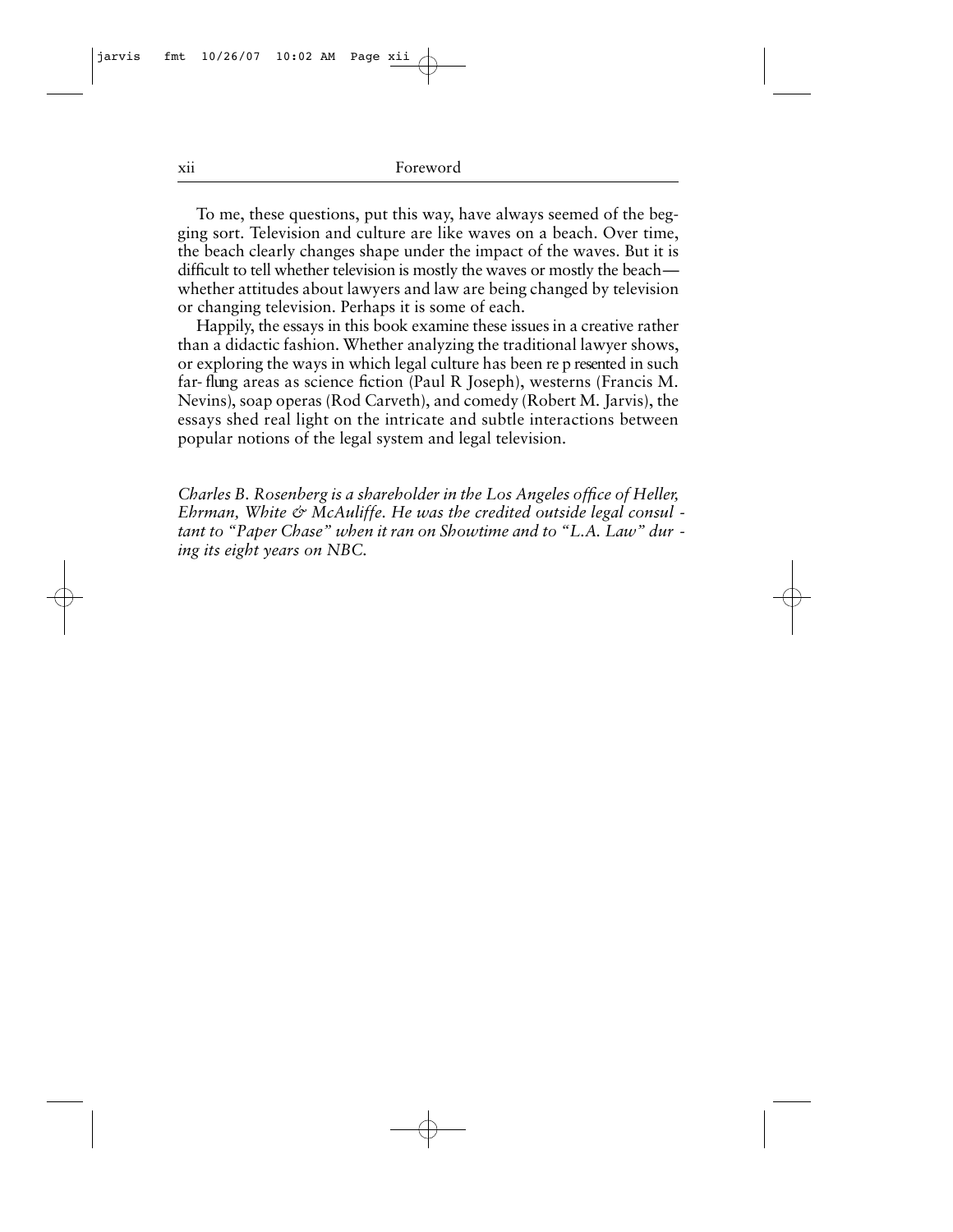To me, these questions, put this way, have always seemed of the begging sort. Television and culture are like waves on a beach. Over time, the beach clearly changes shape under the impact of the waves. But it is difficult to tell whether television is mostly the waves or mostly the beach—whether attitudes about lawyers and law are being changed by television or changing television. Perhaps it is some of each.

Happily, the essays in this book examine these issues in a creative rather than a didactic fashion. Whether analyzing the traditional lawyer shows, or exploring the ways in which legal culture has been represented in such far-flung areas as science fiction (Paul R Joseph), westerns (Francis M. Nevins), soap operas (Rod Carveth), and comedy (Robert M. Jarvis), the essays shed real light on the intricate and subtle interactions between popular notions of the legal system and legal television.

*Charles B. Rosenberg is a shareholder in the Los Angeles office of Heller, Ehrman, White & McAuliffe. He was the credited outside legal consultant to "Paper Chase" when it ran on Showtime and to "L.A. Law" during its eight years on NBC.*